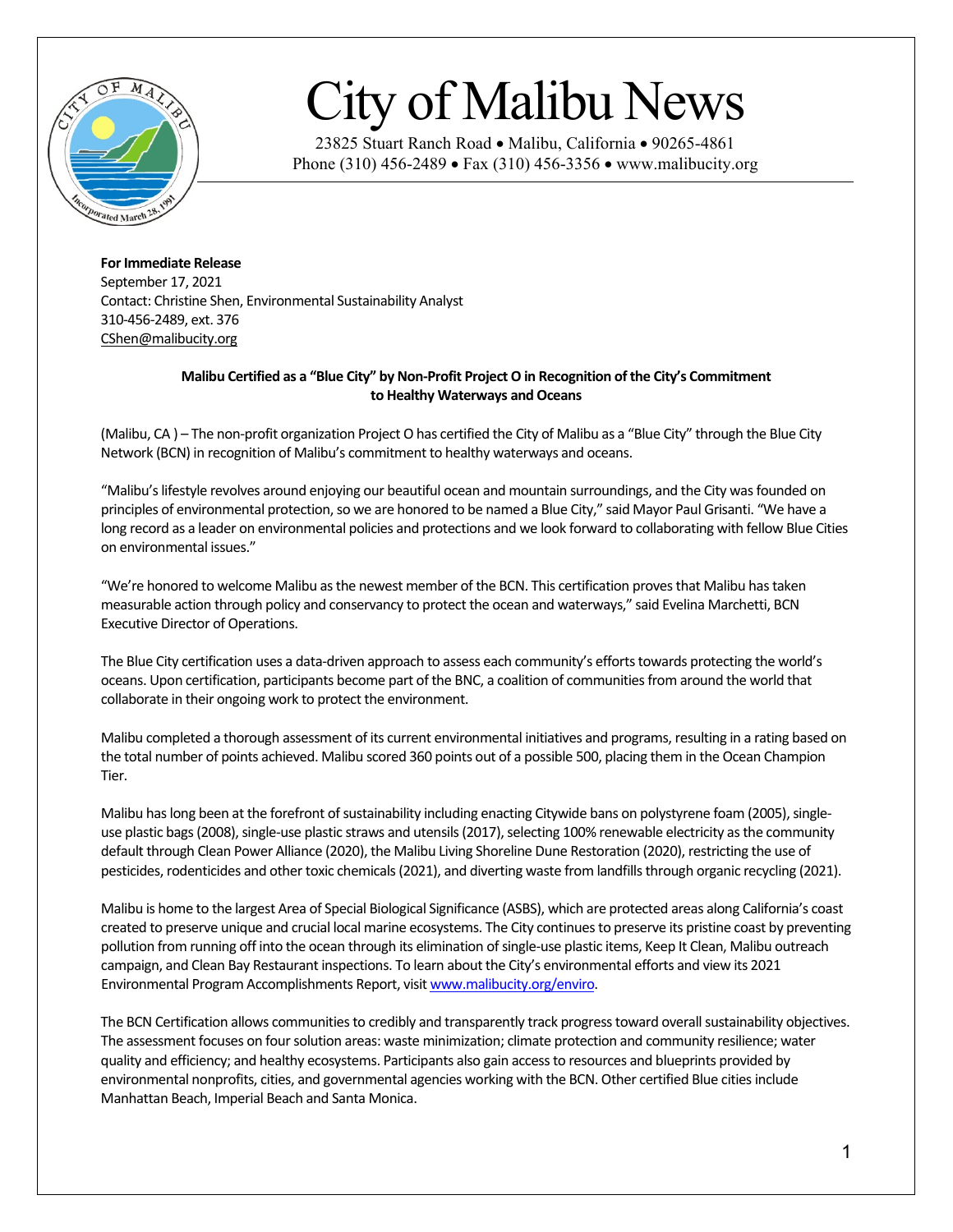# City of Malibu News

23825 Stuart Ranch Road • Malibu, California • 90265-4861
Phone (310) 456-2489 • Fax (310) 456-3356 • www.malibucity.org

**For Immediate Release**
September 17, 2021
Contact: Christine Shen, Environmental Sustainability Analyst
310-456-2489, ext. 376
CShen@malibucity.org

**Malibu Certified as a "Blue City" by Non-Profit Project O in Recognition of the City's Commitment to Healthy Waterways and Oceans**

(Malibu, CA ) – The non-profit organization Project O has certified the City of Malibu as a "Blue City" through the Blue City Network (BCN) in recognition of Malibu's commitment to healthy waterways and oceans.

"Malibu's lifestyle revolves around enjoying our beautiful ocean and mountain surroundings, and the City was founded on principles of environmental protection, so we are honored to be named a Blue City," said Mayor Paul Grisanti. "We have a long record as a leader on environmental policies and protections and we look forward to collaborating with fellow Blue Cities on environmental issues."

"We're honored to welcome Malibu as the newest member of the BCN. This certification proves that Malibu has taken measurable action through policy and conservancy to protect the ocean and waterways," said Evelina Marchetti, BCN Executive Director of Operations.

The Blue City certification uses a data-driven approach to assess each community's efforts towards protecting the world's oceans. Upon certification, participants become part of the BNC, a coalition of communities from around the world that collaborate in their ongoing work to protect the environment.

Malibu completed a thorough assessment of its current environmental initiatives and programs, resulting in a rating based on the total number of points achieved. Malibu scored 360 points out of a possible 500, placing them in the Ocean Champion Tier.

Malibu has long been at the forefront of sustainability including enacting Citywide bans on polystyrene foam (2005), single-use plastic bags (2008), single-use plastic straws and utensils (2017), selecting 100% renewable electricity as the community default through Clean Power Alliance (2020), the Malibu Living Shoreline Dune Restoration (2020), restricting the use of pesticides, rodenticides and other toxic chemicals (2021), and diverting waste from landfills through organic recycling (2021).

Malibu is home to the largest Area of Special Biological Significance (ASBS), which are protected areas along California's coast created to preserve unique and crucial local marine ecosystems. The City continues to preserve its pristine coast by preventing pollution from running off into the ocean through its elimination of single-use plastic items, Keep It Clean, Malibu outreach campaign, and Clean Bay Restaurant inspections. To learn about the City's environmental efforts and view its 2021 Environmental Program Accomplishments Report, visit www.malibucity.org/enviro.

The BCN Certification allows communities to credibly and transparently track progress toward overall sustainability objectives. The assessment focuses on four solution areas: waste minimization; climate protection and community resilience; water quality and efficiency; and healthy ecosystems. Participants also gain access to resources and blueprints provided by environmental nonprofits, cities, and governmental agencies working with the BCN. Other certified Blue cities include Manhattan Beach, Imperial Beach and Santa Monica.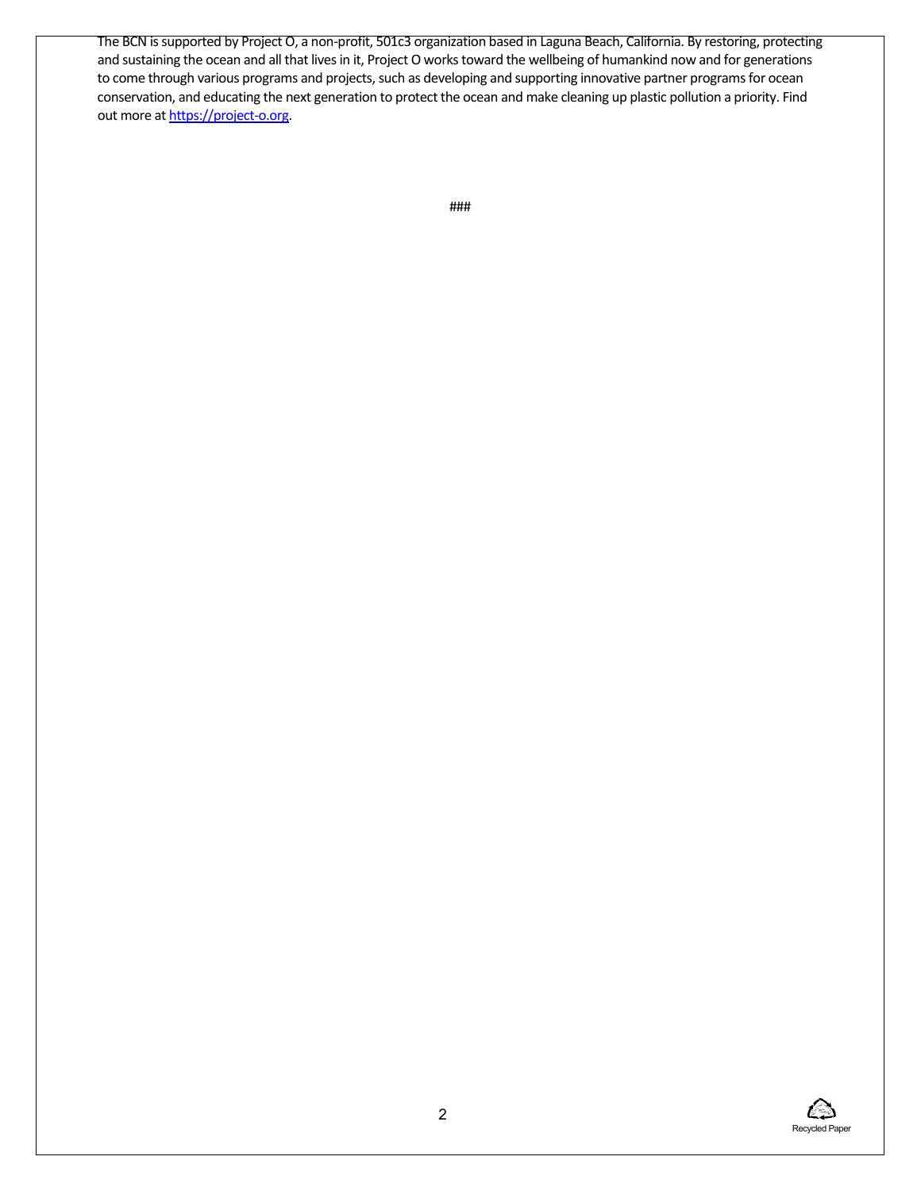The BCN is supported by Project O, a non-profit, 501c3 organization based in Laguna Beach, California. By restoring, protecting and sustaining the ocean and all that lives in it, Project O works toward the wellbeing of humankind now and for generations to come through various programs and projects, such as developing and supporting innovative partner programs for ocean conservation, and educating the next generation to protect the ocean and make cleaning up plastic pollution a priority. Find out more at [https://project-o.org](https://project-o.org).

###

Recycled Paper